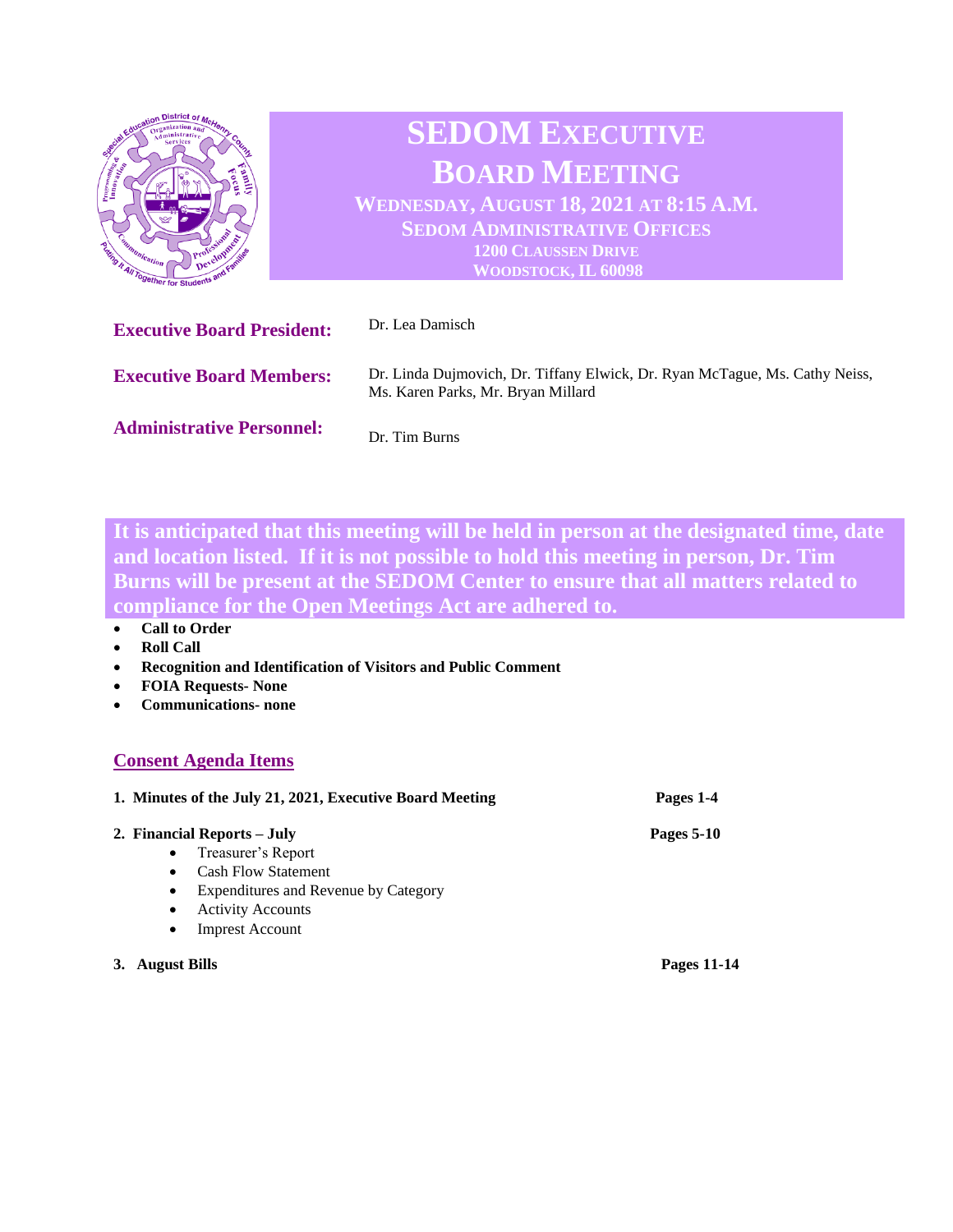# SEDOM EXECUTIVE BOARD MEETING

**WEDNESDAY, AUGUST 18, 2021 AT 8:15 A.M.**
**SEDOM ADMINISTRATIVE OFFICES**
**1200 CLAUSSEN DRIVE**
**WOODSTOCK, IL 60098**

**Executive Board President:** Dr. Lea Damisch

**Executive Board Members:** Dr. Linda Dujmovich, Dr. Tiffany Elwick, Dr. Ryan McTague, Ms. Cathy Neiss, Ms. Karen Parks, Mr. Bryan Millard

**Administrative Personnel:** Dr. Tim Burns

**It is anticipated that this meeting will be held in person at the designated time, date and location listed. If it is not possible to hold this meeting in person, Dr. Tim Burns will be present at the SEDOM Center to ensure that all matters related to compliance for the Open Meetings Act are adhered to.**

- **Call to Order**
- **Roll Call**
- **Recognition and Identification of Visitors and Public Comment**
- **FOIA Requests- None**
- **Communications- none**

## Consent Agenda Items

1. **Minutes of the July 21, 2021, Executive Board Meeting** — **Pages 1-4**

2. **Financial Reports – July** — **Pages 5-10**
   - Treasurer's Report
   - Cash Flow Statement
   - Expenditures and Revenue by Category
   - Activity Accounts
   - Imprest Account

3. **August Bills** — **Pages 11-14**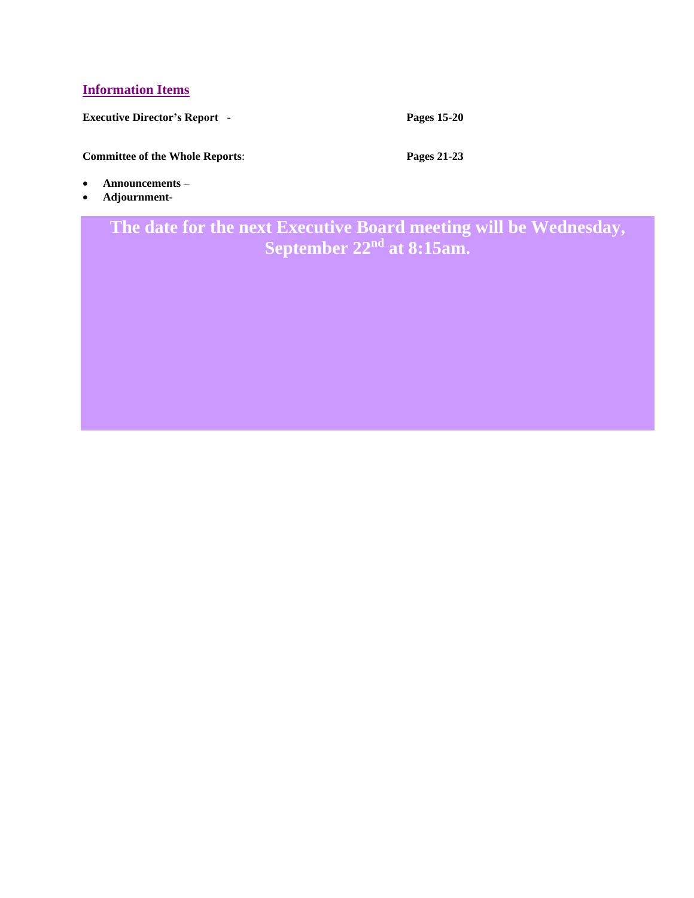## Information Items

| | |
|---|---|
| **Executive Director's Report -** | **Pages 15-20** |
| **Committee of the Whole Reports**: | **Pages 21-23** |

- **Announcements –**
- **Adjournment-**

**The date for the next Executive Board meeting will be Wednesday, September 22nd at 8:15am.**